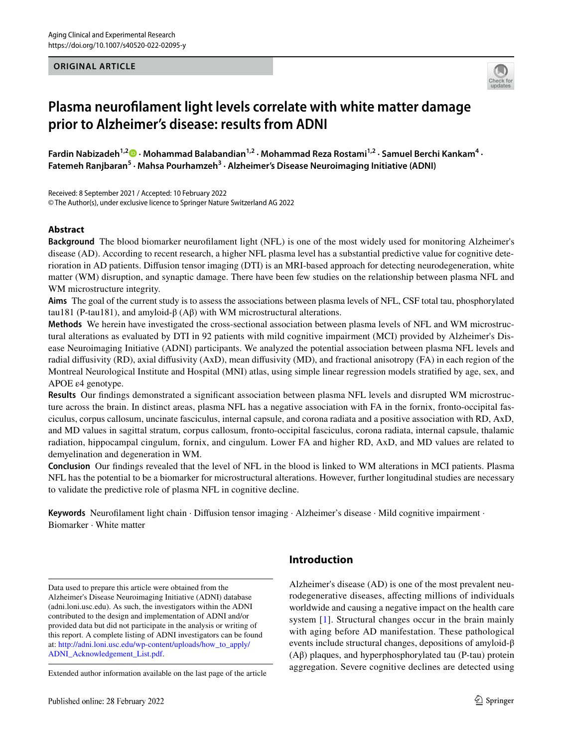ORIGINAL ARTICLE

# Plasma neurofilament light levels correlate with white matter damage prior to Alzheimer's disease: results from ADNI

**Fardin Nabizadeh[1,2] · Mohammad Balabandian[1,2] · Mohammad Reza Rostami[1,2] · Samuel Berchi Kankam[4] · Fatemeh Ranjbaran[5] · Mahsa Pourhamzeh[3] · Alzheimer's Disease Neuroimaging Initiative (ADNI)**

Received: 8 September 2021 / Accepted: 10 February 2022
© The Author(s), under exclusive licence to Springer Nature Switzerland AG 2022

## Abstract

**Background** The blood biomarker neurofilament light (NFL) is one of the most widely used for monitoring Alzheimer's disease (AD). According to recent research, a higher NFL plasma level has a substantial predictive value for cognitive deterioration in AD patients. Diffusion tensor imaging (DTI) is an MRI-based approach for detecting neurodegeneration, white matter (WM) disruption, and synaptic damage. There have been few studies on the relationship between plasma NFL and WM microstructure integrity.

**Aims** The goal of the current study is to assess the associations between plasma levels of NFL, CSF total tau, phosphorylated tau181 (P-tau181), and amyloid-β (Aβ) with WM microstructural alterations.

**Methods** We herein have investigated the cross-sectional association between plasma levels of NFL and WM microstructural alterations as evaluated by DTI in 92 patients with mild cognitive impairment (MCI) provided by Alzheimer's Disease Neuroimaging Initiative (ADNI) participants. We analyzed the potential association between plasma NFL levels and radial diffusivity (RD), axial diffusivity (AxD), mean diffusivity (MD), and fractional anisotropy (FA) in each region of the Montreal Neurological Institute and Hospital (MNI) atlas, using simple linear regression models stratified by age, sex, and APOE ε4 genotype.

**Results** Our findings demonstrated a significant association between plasma NFL levels and disrupted WM microstructure across the brain. In distinct areas, plasma NFL has a negative association with FA in the fornix, fronto-occipital fasciculus, corpus callosum, uncinate fasciculus, internal capsule, and corona radiata and a positive association with RD, AxD, and MD values in sagittal stratum, corpus callosum, fronto-occipital fasciculus, corona radiata, internal capsule, thalamic radiation, hippocampal cingulum, fornix, and cingulum. Lower FA and higher RD, AxD, and MD values are related to demyelination and degeneration in WM.

**Conclusion** Our findings revealed that the level of NFL in the blood is linked to WM alterations in MCI patients. Plasma NFL has the potential to be a biomarker for microstructural alterations. However, further longitudinal studies are necessary to validate the predictive role of plasma NFL in cognitive decline.

**Keywords** Neurofilament light chain · Diffusion tensor imaging · Alzheimer's disease · Mild cognitive impairment · Biomarker · White matter

Data used to prepare this article were obtained from the Alzheimer's Disease Neuroimaging Initiative (ADNI) database (adni.loni.usc.edu). As such, the investigators within the ADNI contributed to the design and implementation of ADNI and/or provided data but did not participate in the analysis or writing of this report. A complete listing of ADNI investigators can be found at: http://adni.loni.usc.edu/wp-content/uploads/how_to_apply/ADNI_Acknowledgement_List.pdf.

Extended author information available on the last page of the article

## Introduction

Alzheimer's disease (AD) is one of the most prevalent neurodegenerative diseases, affecting millions of individuals worldwide and causing a negative impact on the health care system [1]. Structural changes occur in the brain mainly with aging before AD manifestation. These pathological events include structural changes, depositions of amyloid-β (Aβ) plaques, and hyperphosphorylated tau (P-tau) protein aggregation. Severe cognitive declines are detected using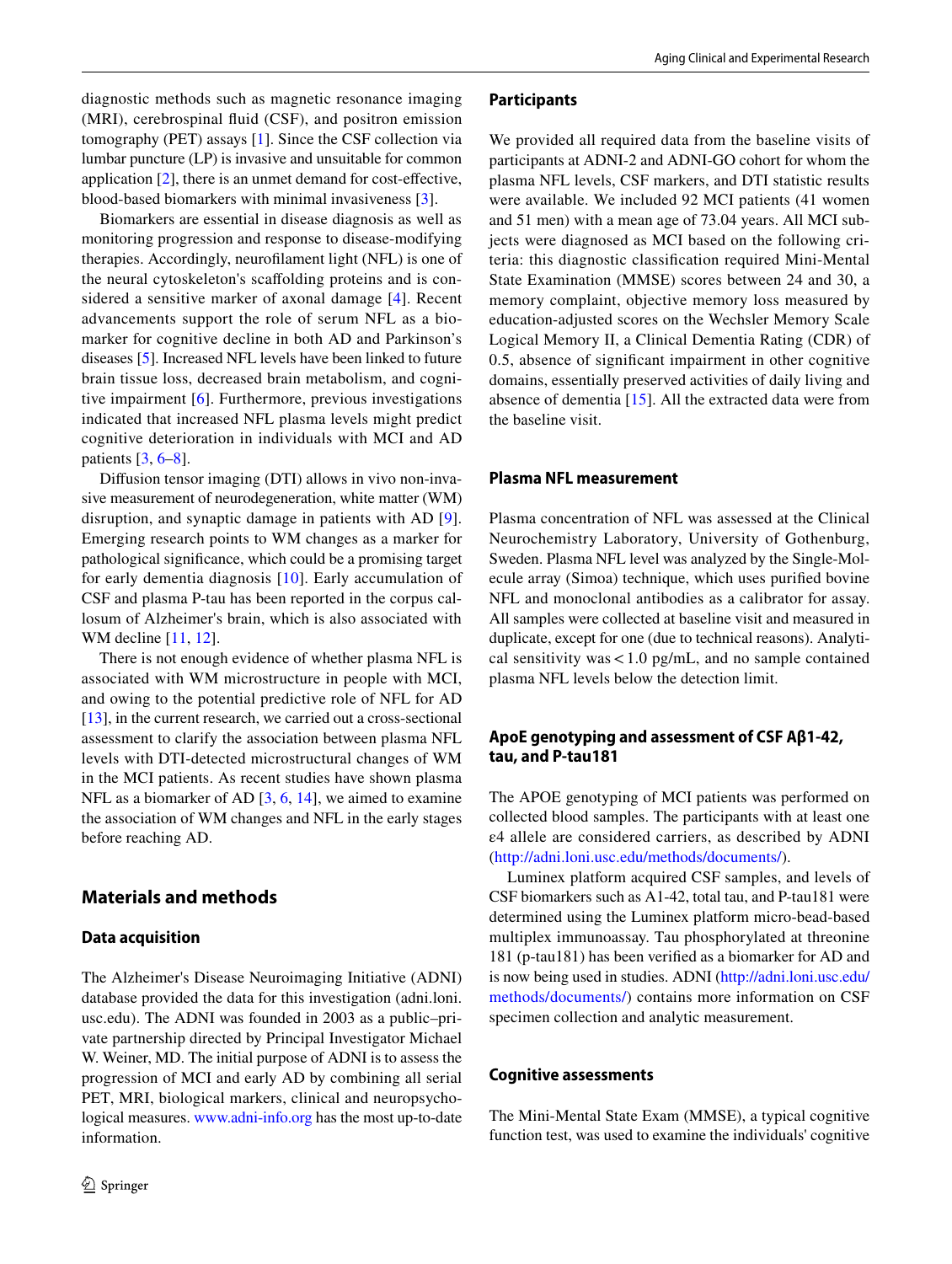diagnostic methods such as magnetic resonance imaging (MRI), cerebrospinal fluid (CSF), and positron emission tomography (PET) assays [1]. Since the CSF collection via lumbar puncture (LP) is invasive and unsuitable for common application [2], there is an unmet demand for cost-effective, blood-based biomarkers with minimal invasiveness [3].

Biomarkers are essential in disease diagnosis as well as monitoring progression and response to disease-modifying therapies. Accordingly, neurofilament light (NFL) is one of the neural cytoskeleton's scaffolding proteins and is considered a sensitive marker of axonal damage [4]. Recent advancements support the role of serum NFL as a biomarker for cognitive decline in both AD and Parkinson's diseases [5]. Increased NFL levels have been linked to future brain tissue loss, decreased brain metabolism, and cognitive impairment [6]. Furthermore, previous investigations indicated that increased NFL plasma levels might predict cognitive deterioration in individuals with MCI and AD patients [3, 6–8].

Diffusion tensor imaging (DTI) allows in vivo non-invasive measurement of neurodegeneration, white matter (WM) disruption, and synaptic damage in patients with AD [9]. Emerging research points to WM changes as a marker for pathological significance, which could be a promising target for early dementia diagnosis [10]. Early accumulation of CSF and plasma P-tau has been reported in the corpus callosum of Alzheimer's brain, which is also associated with WM decline [11, 12].

There is not enough evidence of whether plasma NFL is associated with WM microstructure in people with MCI, and owing to the potential predictive role of NFL for AD [13], in the current research, we carried out a cross-sectional assessment to clarify the association between plasma NFL levels with DTI-detected microstructural changes of WM in the MCI patients. As recent studies have shown plasma NFL as a biomarker of AD [3, 6, 14], we aimed to examine the association of WM changes and NFL in the early stages before reaching AD.

## Materials and methods

### Data acquisition

The Alzheimer's Disease Neuroimaging Initiative (ADNI) database provided the data for this investigation (adni.loni.usc.edu). The ADNI was founded in 2003 as a public–private partnership directed by Principal Investigator Michael W. Weiner, MD. The initial purpose of ADNI is to assess the progression of MCI and early AD by combining all serial PET, MRI, biological markers, clinical and neuropsychological measures. www.adni-info.org has the most up-to-date information.

### Participants

We provided all required data from the baseline visits of participants at ADNI-2 and ADNI-GO cohort for whom the plasma NFL levels, CSF markers, and DTI statistic results were available. We included 92 MCI patients (41 women and 51 men) with a mean age of 73.04 years. All MCI subjects were diagnosed as MCI based on the following criteria: this diagnostic classification required Mini-Mental State Examination (MMSE) scores between 24 and 30, a memory complaint, objective memory loss measured by education-adjusted scores on the Wechsler Memory Scale Logical Memory II, a Clinical Dementia Rating (CDR) of 0.5, absence of significant impairment in other cognitive domains, essentially preserved activities of daily living and absence of dementia [15]. All the extracted data were from the baseline visit.

### Plasma NFL measurement

Plasma concentration of NFL was assessed at the Clinical Neurochemistry Laboratory, University of Gothenburg, Sweden. Plasma NFL level was analyzed by the Single-Molecule array (Simoa) technique, which uses purified bovine NFL and monoclonal antibodies as a calibrator for assay. All samples were collected at baseline visit and measured in duplicate, except for one (due to technical reasons). Analytical sensitivity was < 1.0 pg/mL, and no sample contained plasma NFL levels below the detection limit.

### ApoE genotyping and assessment of CSF Aβ1-42, tau, and P-tau181

The APOE genotyping of MCI patients was performed on collected blood samples. The participants with at least one ε4 allele are considered carriers, as described by ADNI (http://adni.loni.usc.edu/methods/documents/).

Luminex platform acquired CSF samples, and levels of CSF biomarkers such as A1-42, total tau, and P-tau181 were determined using the Luminex platform micro-bead-based multiplex immunoassay. Tau phosphorylated at threonine 181 (p-tau181) has been verified as a biomarker for AD and is now being used in studies. ADNI (http://adni.loni.usc.edu/methods/documents/) contains more information on CSF specimen collection and analytic measurement.

### Cognitive assessments

The Mini-Mental State Exam (MMSE), a typical cognitive function test, was used to examine the individuals' cognitive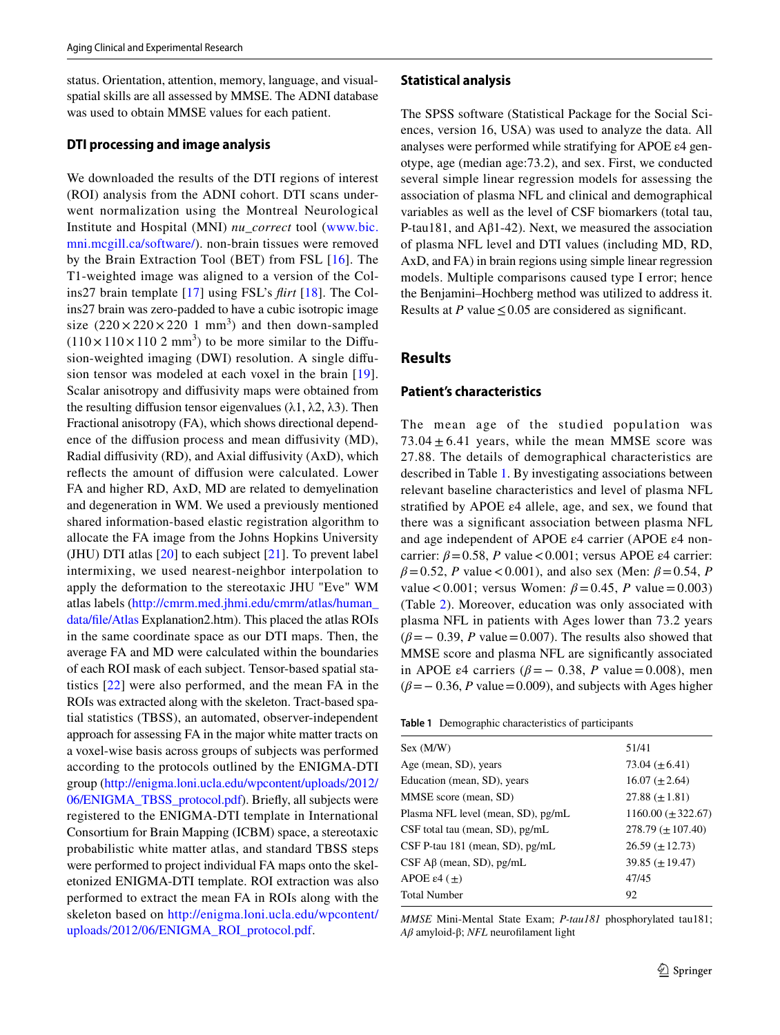status. Orientation, attention, memory, language, and visual-spatial skills are all assessed by MMSE. The ADNI database was used to obtain MMSE values for each patient.

### DTI processing and image analysis

We downloaded the results of the DTI regions of interest (ROI) analysis from the ADNI cohort. DTI scans underwent normalization using the Montreal Neurological Institute and Hospital (MNI) *nu_correct* tool (www.bic.mni.mcgill.ca/software/). non-brain tissues were removed by the Brain Extraction Tool (BET) from FSL [16]. The T1-weighted image was aligned to a version of the Colins27 brain template [17] using FSL's *flirt* [18]. The Colins27 brain was zero-padded to have a cubic isotropic image size ($220 \times 220 \times 220$ 1 $mm^3$) and then down-sampled ($110 \times 110 \times 110$ 2 $mm^3$) to be more similar to the Diffusion-weighted imaging (DWI) resolution. A single diffusion tensor was modeled at each voxel in the brain [19]. Scalar anisotropy and diffusivity maps were obtained from the resulting diffusion tensor eigenvalues ($\lambda 1$, $\lambda 2$, $\lambda 3$). Then Fractional anisotropy (FA), which shows directional dependence of the diffusion process and mean diffusivity (MD), Radial diffusivity (RD), and Axial diffusivity (AxD), which reflects the amount of diffusion were calculated. Lower FA and higher RD, AxD, MD are related to demyelination and degeneration in WM. We used a previously mentioned shared information-based elastic registration algorithm to allocate the FA image from the Johns Hopkins University (JHU) DTI atlas [20] to each subject [21]. To prevent label intermixing, we used nearest-neighbor interpolation to apply the deformation to the stereotaxic JHU "Eve" WM atlas labels (http://cmrm.med.jhmi.edu/cmrm/atlas/human_data/file/Atlas Explanation2.htm). This placed the atlas ROIs in the same coordinate space as our DTI maps. Then, the average FA and MD were calculated within the boundaries of each ROI mask of each subject. Tensor-based spatial statistics [22] were also performed, and the mean FA in the ROIs was extracted along with the skeleton. Tract-based spatial statistics (TBSS), an automated, observer-independent approach for assessing FA in the major white matter tracts on a voxel-wise basis across groups of subjects was performed according to the protocols outlined by the ENIGMA-DTI group (http://enigma.loni.ucla.edu/wpcontent/uploads/2012/06/ENIGMA_TBSS_protocol.pdf). Briefly, all subjects were registered to the ENIGMA-DTI template in International Consortium for Brain Mapping (ICBM) space, a stereotaxic probabilistic white matter atlas, and standard TBSS steps were performed to project individual FA maps onto the skeletonized ENIGMA-DTI template. ROI extraction was also performed to extract the mean FA in ROIs along with the skeleton based on http://enigma.loni.ucla.edu/wpcontent/uploads/2012/06/ENIGMA_ROI_protocol.pdf.

### Statistical analysis

The SPSS software (Statistical Package for the Social Sciences, version 16, USA) was used to analyze the data. All analyses were performed while stratifying for APOE ε4 genotype, age (median age:73.2), and sex. First, we conducted several simple linear regression models for assessing the association of plasma NFL and clinical and demographical variables as well as the level of CSF biomarkers (total tau, P-tau181, and Aβ1-42). Next, we measured the association of plasma NFL level and DTI values (including MD, RD, AxD, and FA) in brain regions using simple linear regression models. Multiple comparisons caused type I error; hence the Benjamini–Hochberg method was utilized to address it. Results at $P$ value $\leq 0.05$ are considered as significant.

## Results

### Patient's characteristics

The mean age of the studied population was $73.04 \pm 6.41$ years, while the mean MMSE score was 27.88. The details of demographical characteristics are described in Table 1. By investigating associations between relevant baseline characteristics and level of plasma NFL stratified by APOE ε4 allele, age, and sex, we found that there was a significant association between plasma NFL and age independent of APOE ε4 carrier (APOE ε4 non-carrier: $\beta = 0.58$, $P$ value $< 0.001$; versus APOE ε4 carrier: $\beta = 0.52$, $P$ value $< 0.001$), and also sex (Men: $\beta = 0.54$, $P$ value $< 0.001$; versus Women: $\beta = 0.45$, $P$ value $= 0.003$) (Table 2). Moreover, education was only associated with plasma NFL in patients with Ages lower than 73.2 years ($\beta = -0.39$, $P$ value $= 0.007$). The results also showed that MMSE score and plasma NFL are significantly associated in APOE ε4 carriers ($\beta = -0.38$, $P$ value $= 0.008$), men ($\beta = -0.36$, $P$ value $= 0.009$), and subjects with Ages higher

**Table 1** Demographic characteristics of participants

| | |
|---|---|
| Sex (M/W) | 51/41 |
| Age (mean, SD), years | 73.04 (±6.41) |
| Education (mean, SD), years | 16.07 (±2.64) |
| MMSE score (mean, SD) | 27.88 (±1.81) |
| Plasma NFL level (mean, SD), pg/mL | 1160.00 (±322.67) |
| CSF total tau (mean, SD), pg/mL | 278.79 (±107.40) |
| CSF P-tau 181 (mean, SD), pg/mL | 26.59 (±12.73) |
| CSF Aβ (mean, SD), pg/mL | 39.85 (±19.47) |
| APOE ε4 (±) | 47/45 |
| Total Number | 92 |

*MMSE* Mini-Mental State Exam; *P-tau181* phosphorylated tau181; *Aβ* amyloid-β; *NFL* neurofilament light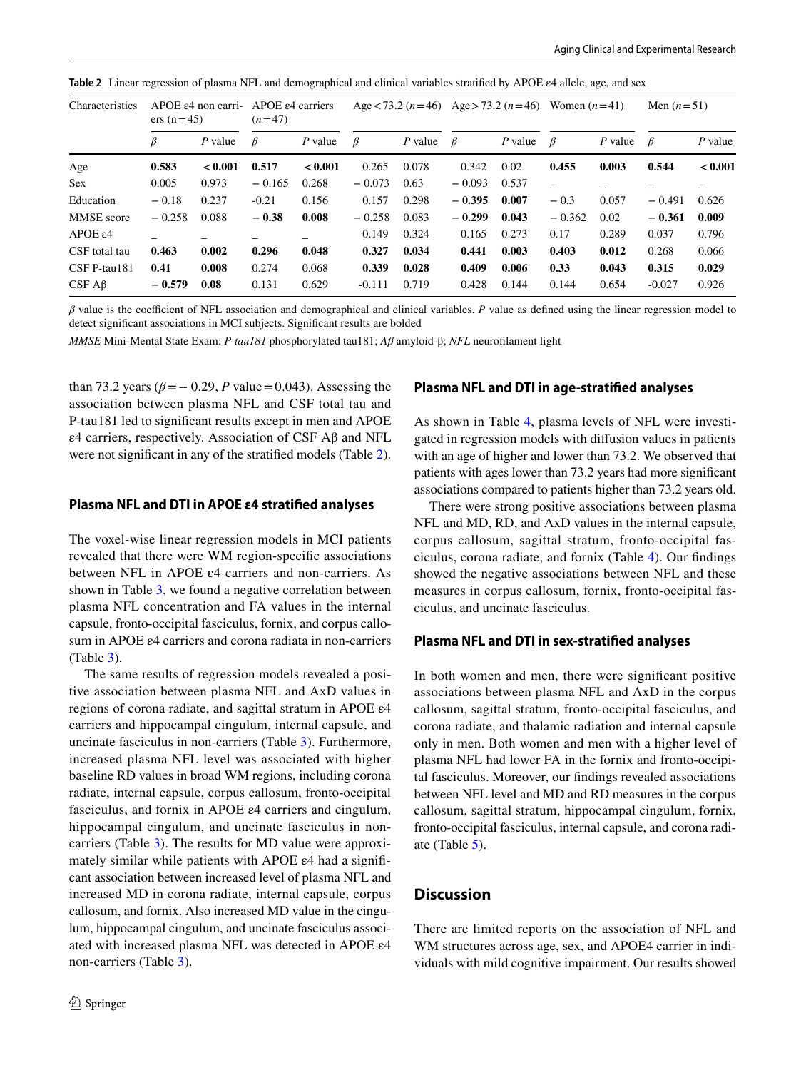**Table 2** Linear regression of plasma NFL and demographical and clinical variables stratified by APOE ε4 allele, age, and sex

| Characteristics | APOE ε4 non carriers (n = 45) | | APOE ε4 carriers (*n* = 47) | | Age < 73.2 (*n* = 46) | | Age > 73.2 (*n* = 46) | | Women (*n* = 41) | | Men (*n* = 51) | |
|---|---|---|---|---|---|---|---|---|---|---|---|---|
| | *β* | *P* value | *β* | *P* value | *β* | *P* value | *β* | *P* value | *β* | *P* value | *β* | *P* value |
| Age | **0.583** | **< 0.001** | **0.517** | **< 0.001** | 0.265 | 0.078 | 0.342 | 0.02 | **0.455** | **0.003** | **0.544** | **< 0.001** |
| Sex | 0.005 | 0.973 | − 0.165 | 0.268 | − 0.073 | 0.63 | − 0.093 | 0.537 | _ | _ | _ | _ |
| Education | − 0.18 | 0.237 | -0.21 | 0.156 | 0.157 | 0.298 | **− 0.395** | **0.007** | − 0.3 | 0.057 | − 0.491 | 0.626 |
| MMSE score | − 0.258 | 0.088 | **− 0.38** | **0.008** | − 0.258 | 0.083 | **− 0.299** | **0.043** | − 0.362 | 0.02 | **− 0.361** | **0.009** |
| APOE ε4 | _ | _ | _ | _ | 0.149 | 0.324 | 0.165 | 0.273 | 0.17 | 0.289 | 0.037 | 0.796 |
| CSF total tau | **0.463** | **0.002** | **0.296** | **0.048** | **0.327** | **0.034** | **0.441** | **0.003** | **0.403** | **0.012** | 0.268 | 0.066 |
| CSF P-tau181 | **0.41** | **0.008** | 0.274 | 0.068 | **0.339** | **0.028** | **0.409** | **0.006** | **0.33** | **0.043** | **0.315** | **0.029** |
| CSF Aβ | **− 0.579** | **0.08** | 0.131 | 0.629 | -0.111 | 0.719 | 0.428 | 0.144 | 0.144 | 0.654 | -0.027 | 0.926 |

*β* value is the coefficient of NFL association and demographical and clinical variables. *P* value as defined using the linear regression model to detect significant associations in MCI subjects. Significant results are bolded

*MMSE* Mini-Mental State Exam; *P-tau181* phosphorylated tau181; *Aβ* amyloid-β; *NFL* neurofilament light

than 73.2 years ($\beta = -0.29$, *P* value = 0.043). Assessing the association between plasma NFL and CSF total tau and P-tau181 led to significant results except in men and APOE ε4 carriers, respectively. Association of CSF Aβ and NFL were not significant in any of the stratified models (Table 2).

### Plasma NFL and DTI in APOE ε4 stratified analyses

The voxel-wise linear regression models in MCI patients revealed that there were WM region-specific associations between NFL in APOE ε4 carriers and non-carriers. As shown in Table 3, we found a negative correlation between plasma NFL concentration and FA values in the internal capsule, fronto-occipital fasciculus, fornix, and corpus callosum in APOE ε4 carriers and corona radiata in non-carriers (Table 3).

The same results of regression models revealed a positive association between plasma NFL and AxD values in regions of corona radiate, and sagittal stratum in APOE ε4 carriers and hippocampal cingulum, internal capsule, and uncinate fasciculus in non-carriers (Table 3). Furthermore, increased plasma NFL level was associated with higher baseline RD values in broad WM regions, including corona radiate, internal capsule, corpus callosum, fronto-occipital fasciculus, and fornix in APOE ε4 carriers and cingulum, hippocampal cingulum, and uncinate fasciculus in non-carriers (Table 3). The results for MD value were approximately similar while patients with APOE ε4 had a significant association between increased level of plasma NFL and increased MD in corona radiate, internal capsule, corpus callosum, and fornix. Also increased MD value in the cingulum, hippocampal cingulum, and uncinate fasciculus associated with increased plasma NFL was detected in APOE ε4 non-carriers (Table 3).

### Plasma NFL and DTI in age-stratified analyses

As shown in Table 4, plasma levels of NFL were investigated in regression models with diffusion values in patients with an age of higher and lower than 73.2. We observed that patients with ages lower than 73.2 years had more significant associations compared to patients higher than 73.2 years old.

There were strong positive associations between plasma NFL and MD, RD, and AxD values in the internal capsule, corpus callosum, sagittal stratum, fronto-occipital fasciculus, corona radiate, and fornix (Table 4). Our findings showed the negative associations between NFL and these measures in corpus callosum, fornix, fronto-occipital fasciculus, and uncinate fasciculus.

### Plasma NFL and DTI in sex-stratified analyses

In both women and men, there were significant positive associations between plasma NFL and AxD in the corpus callosum, sagittal stratum, fronto-occipital fasciculus, and corona radiate, and thalamic radiation and internal capsule only in men. Both women and men with a higher level of plasma NFL had lower FA in the fornix and fronto-occipital fasciculus. Moreover, our findings revealed associations between NFL level and MD and RD measures in the corpus callosum, sagittal stratum, hippocampal cingulum, fornix, fronto-occipital fasciculus, internal capsule, and corona radiate (Table 5).

## Discussion

There are limited reports on the association of NFL and WM structures across age, sex, and APOE4 carrier in individuals with mild cognitive impairment. Our results showed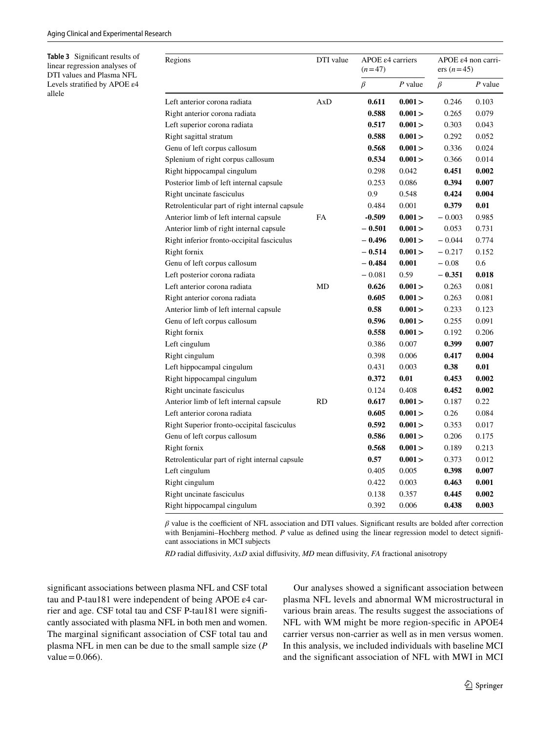**Table 3** Significant results of linear regression analyses of DTI values and Plasma NFL Levels stratified by APOE ε4 allele

| Regions | DTI value | APOE ε4 carriers ($n=47$) | | APOE ε4 non carriers ($n=45$) | |
|---|---|---|---|---|---|
| | | $\beta$ | $P$ value | $\beta$ | $P$ value |
| Left anterior corona radiata | AxD | **0.611** | **0.001 >** | 0.246 | 0.103 |
| Right anterior corona radiata | | **0.588** | **0.001 >** | 0.265 | 0.079 |
| Left superior corona radiata | | **0.517** | **0.001 >** | 0.303 | 0.043 |
| Right sagittal stratum | | **0.588** | **0.001 >** | 0.292 | 0.052 |
| Genu of left corpus callosum | | **0.568** | **0.001 >** | 0.336 | 0.024 |
| Splenium of right corpus callosum | | **0.534** | **0.001 >** | 0.366 | 0.014 |
| Right hippocampal cingulum | | 0.298 | 0.042 | **0.451** | **0.002** |
| Posterior limb of left internal capsule | | 0.253 | 0.086 | **0.394** | **0.007** |
| Right uncinate fasciculus | | 0.9 | 0.548 | **0.424** | **0.004** |
| Retrolenticular part of right internal capsule | | 0.484 | 0.001 | **0.379** | **0.01** |
| Anterior limb of left internal capsule | FA | **-0.509** | **0.001 >** | − 0.003 | 0.985 |
| Anterior limb of right internal capsule | | **− 0.501** | **0.001 >** | 0.053 | 0.731 |
| Right inferior fronto-occipital fasciculus | | **− 0.496** | **0.001 >** | − 0.044 | 0.774 |
| Right fornix | | **− 0.514** | **0.001 >** | − 0.217 | 0.152 |
| Genu of left corpus callosum | | **− 0.484** | **0.001** | − 0.08 | 0.6 |
| Left posterior corona radiata | | − 0.081 | 0.59 | **− 0.351** | **0.018** |
| Left anterior corona radiata | MD | **0.626** | **0.001 >** | 0.263 | 0.081 |
| Right anterior corona radiata | | **0.605** | **0.001 >** | 0.263 | 0.081 |
| Anterior limb of left internal capsule | | **0.58** | **0.001 >** | 0.233 | 0.123 |
| Genu of left corpus callosum | | **0.596** | **0.001 >** | 0.255 | 0.091 |
| Right fornix | | **0.558** | **0.001 >** | 0.192 | 0.206 |
| Left cingulum | | 0.386 | 0.007 | **0.399** | **0.007** |
| Right cingulum | | 0.398 | 0.006 | **0.417** | **0.004** |
| Left hippocampal cingulum | | 0.431 | 0.003 | **0.38** | **0.01** |
| Right hippocampal cingulum | | **0.372** | **0.01** | **0.453** | **0.002** |
| Right uncinate fasciculus | | 0.124 | 0.408 | **0.452** | **0.002** |
| Anterior limb of left internal capsule | RD | **0.617** | **0.001 >** | 0.187 | 0.22 |
| Left anterior corona radiata | | **0.605** | **0.001 >** | 0.26 | 0.084 |
| Right Superior fronto-occipital fasciculus | | **0.592** | **0.001 >** | 0.353 | 0.017 |
| Genu of left corpus callosum | | **0.586** | **0.001 >** | 0.206 | 0.175 |
| Right fornix | | **0.568** | **0.001 >** | 0.189 | 0.213 |
| Retrolenticular part of right internal capsule | | **0.57** | **0.001 >** | 0.373 | 0.012 |
| Left cingulum | | 0.405 | 0.005 | **0.398** | **0.007** |
| Right cingulum | | 0.422 | 0.003 | **0.463** | **0.001** |
| Right uncinate fasciculus | | 0.138 | 0.357 | **0.445** | **0.002** |
| Right hippocampal cingulum | | 0.392 | 0.006 | **0.438** | **0.003** |

$\beta$ value is the coefficient of NFL association and DTI values. Significant results are bolded after correction with Benjamini–Hochberg method. $P$ value as defined using the linear regression model to detect significant associations in MCI subjects

*RD* radial diffusivity, *AxD* axial diffusivity, *MD* mean diffusivity, *FA* fractional anisotropy

significant associations between plasma NFL and CSF total tau and P-tau181 were independent of being APOE ε4 carrier and age. CSF total tau and CSF P-tau181 were significantly associated with plasma NFL in both men and women. The marginal significant association of CSF total tau and plasma NFL in men can be due to the small sample size ($P$ value = 0.066).

Our analyses showed a significant association between plasma NFL levels and abnormal WM microstructural in various brain areas. The results suggest the associations of NFL with WM might be more region-specific in APOE4 carrier versus non-carrier as well as in men versus women. In this analysis, we included individuals with baseline MCI and the significant association of NFL with MWI in MCI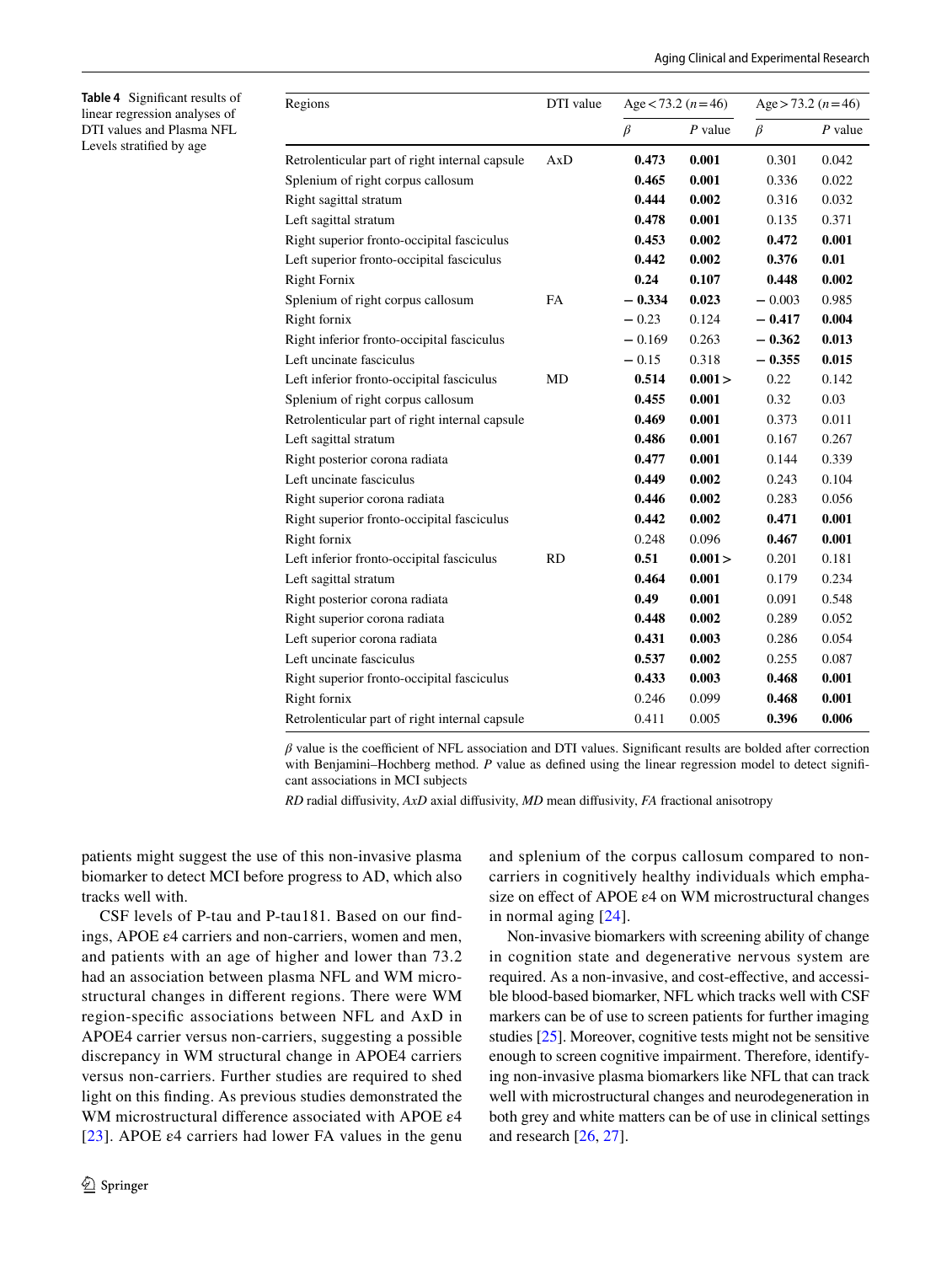**Table 4** Significant results of linear regression analyses of DTI values and Plasma NFL Levels stratified by age

| Regions | DTI value | Age < 73.2 (*n* = 46) | | Age > 73.2 (*n* = 46) | |
|---|---|---|---|---|---|
| | | β | *P* value | β | *P* value |
| Retrolenticular part of right internal capsule | AxD | **0.473** | **0.001** | 0.301 | 0.042 |
| Splenium of right corpus callosum | | **0.465** | **0.001** | 0.336 | 0.022 |
| Right sagittal stratum | | **0.444** | **0.002** | 0.316 | 0.032 |
| Left sagittal stratum | | **0.478** | **0.001** | 0.135 | 0.371 |
| Right superior fronto-occipital fasciculus | | **0.453** | **0.002** | **0.472** | **0.001** |
| Left superior fronto-occipital fasciculus | | **0.442** | **0.002** | **0.376** | **0.01** |
| Right Fornix | | **0.24** | **0.107** | **0.448** | **0.002** |
| Splenium of right corpus callosum | FA | **− 0.334** | **0.023** | − 0.003 | 0.985 |
| Right fornix | | − 0.23 | 0.124 | **− 0.417** | **0.004** |
| Right inferior fronto-occipital fasciculus | | − 0.169 | 0.263 | **− 0.362** | **0.013** |
| Left uncinate fasciculus | | − 0.15 | 0.318 | **− 0.355** | **0.015** |
| Left inferior fronto-occipital fasciculus | MD | **0.514** | **0.001 >** | 0.22 | 0.142 |
| Splenium of right corpus callosum | | **0.455** | **0.001** | 0.32 | 0.03 |
| Retrolenticular part of right internal capsule | | **0.469** | **0.001** | 0.373 | 0.011 |
| Left sagittal stratum | | **0.486** | **0.001** | 0.167 | 0.267 |
| Right posterior corona radiata | | **0.477** | **0.001** | 0.144 | 0.339 |
| Left uncinate fasciculus | | **0.449** | **0.002** | 0.243 | 0.104 |
| Right superior corona radiata | | **0.446** | **0.002** | 0.283 | 0.056 |
| Right superior fronto-occipital fasciculus | | **0.442** | **0.002** | **0.471** | **0.001** |
| Right fornix | | 0.248 | 0.096 | **0.467** | **0.001** |
| Left inferior fronto-occipital fasciculus | RD | **0.51** | **0.001 >** | 0.201 | 0.181 |
| Left sagittal stratum | | **0.464** | **0.001** | 0.179 | 0.234 |
| Right posterior corona radiata | | **0.49** | **0.001** | 0.091 | 0.548 |
| Right superior corona radiata | | **0.448** | **0.002** | 0.289 | 0.052 |
| Left superior corona radiata | | **0.431** | **0.003** | 0.286 | 0.054 |
| Left uncinate fasciculus | | **0.537** | **0.002** | 0.255 | 0.087 |
| Right superior fronto-occipital fasciculus | | **0.433** | **0.003** | **0.468** | **0.001** |
| Right fornix | | 0.246 | 0.099 | **0.468** | **0.001** |
| Retrolenticular part of right internal capsule | | 0.411 | 0.005 | **0.396** | **0.006** |

β value is the coefficient of NFL association and DTI values. Significant results are bolded after correction with Benjamini–Hochberg method. *P* value as defined using the linear regression model to detect significant associations in MCI subjects

*RD* radial diffusivity, *AxD* axial diffusivity, *MD* mean diffusivity, *FA* fractional anisotropy

patients might suggest the use of this non-invasive plasma biomarker to detect MCI before progress to AD, which also tracks well with.

CSF levels of P-tau and P-tau181. Based on our findings, APOE ε4 carriers and non-carriers, women and men, and patients with an age of higher and lower than 73.2 had an association between plasma NFL and WM microstructural changes in different regions. There were WM region-specific associations between NFL and AxD in APOE4 carrier versus non-carriers, suggesting a possible discrepancy in WM structural change in APOE4 carriers versus non-carriers. Further studies are required to shed light on this finding. As previous studies demonstrated the WM microstructural difference associated with APOE ε4 [23]. APOE ε4 carriers had lower FA values in the genu and splenium of the corpus callosum compared to non-carriers in cognitively healthy individuals which emphasize on effect of APOE ε4 on WM microstructural changes in normal aging [24].

Non-invasive biomarkers with screening ability of change in cognition state and degenerative nervous system are required. As a non-invasive, and cost-effective, and accessible blood-based biomarker, NFL which tracks well with CSF markers can be of use to screen patients for further imaging studies [25]. Moreover, cognitive tests might not be sensitive enough to screen cognitive impairment. Therefore, identifying non-invasive plasma biomarkers like NFL that can track well with microstructural changes and neurodegeneration in both grey and white matters can be of use in clinical settings and research [26, 27].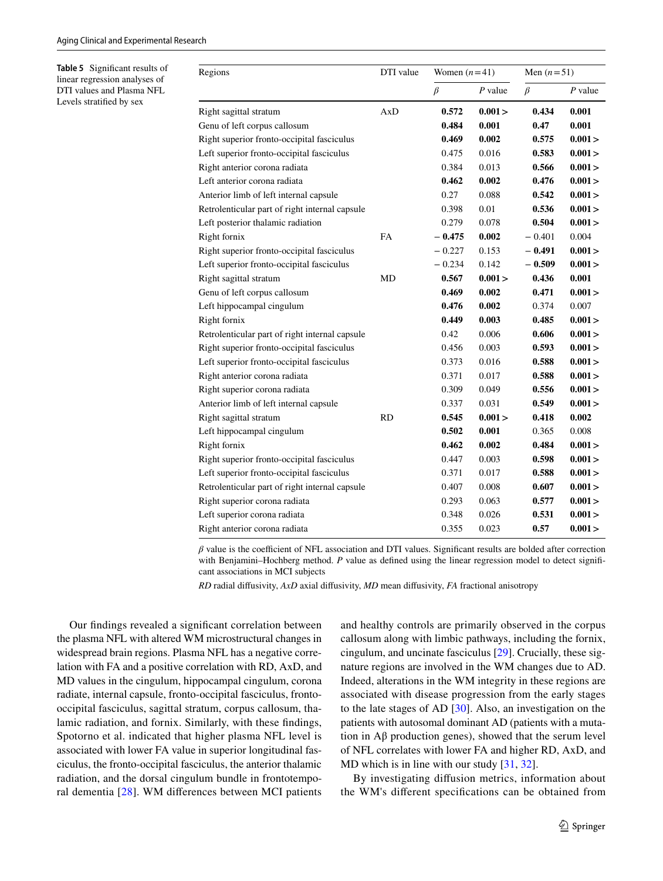**Table 5** Significant results of linear regression analyses of DTI values and Plasma NFL Levels stratified by sex

| Regions | DTI value | Women ($n=41$) | | Men ($n=51$) | |
|---|---|---|---|---|---|
| | | $\beta$ | *P* value | $\beta$ | *P* value |
| Right sagittal stratum | AxD | **0.572** | **0.001 >** | **0.434** | **0.001** |
| Genu of left corpus callosum | | **0.484** | **0.001** | **0.47** | **0.001** |
| Right superior fronto-occipital fasciculus | | **0.469** | **0.002** | **0.575** | **0.001 >** |
| Left superior fronto-occipital fasciculus | | 0.475 | 0.016 | **0.583** | **0.001 >** |
| Right anterior corona radiata | | 0.384 | 0.013 | **0.566** | **0.001 >** |
| Left anterior corona radiata | | **0.462** | **0.002** | **0.476** | **0.001 >** |
| Anterior limb of left internal capsule | | 0.27 | 0.088 | **0.542** | **0.001 >** |
| Retrolenticular part of right internal capsule | | 0.398 | 0.01 | **0.536** | **0.001 >** |
| Left posterior thalamic radiation | | 0.279 | 0.078 | **0.504** | **0.001 >** |
| Right fornix | FA | **− 0.475** | **0.002** | − 0.401 | 0.004 |
| Right superior fronto-occipital fasciculus | | − 0.227 | 0.153 | **− 0.491** | **0.001 >** |
| Left superior fronto-occipital fasciculus | | − 0.234 | 0.142 | **− 0.509** | **0.001 >** |
| Right sagittal stratum | MD | **0.567** | **0.001 >** | **0.436** | **0.001** |
| Genu of left corpus callosum | | **0.469** | **0.002** | **0.471** | **0.001 >** |
| Left hippocampal cingulum | | **0.476** | **0.002** | 0.374 | 0.007 |
| Right fornix | | **0.449** | **0.003** | **0.485** | **0.001 >** |
| Retrolenticular part of right internal capsule | | 0.42 | 0.006 | **0.606** | **0.001 >** |
| Right superior fronto-occipital fasciculus | | 0.456 | 0.003 | **0.593** | **0.001 >** |
| Left superior fronto-occipital fasciculus | | 0.373 | 0.016 | **0.588** | **0.001 >** |
| Right anterior corona radiata | | 0.371 | 0.017 | **0.588** | **0.001 >** |
| Right superior corona radiata | | 0.309 | 0.049 | **0.556** | **0.001 >** |
| Anterior limb of left internal capsule | | 0.337 | 0.031 | **0.549** | **0.001 >** |
| Right sagittal stratum | RD | **0.545** | **0.001 >** | **0.418** | **0.002** |
| Left hippocampal cingulum | | **0.502** | **0.001** | 0.365 | 0.008 |
| Right fornix | | **0.462** | **0.002** | **0.484** | **0.001 >** |
| Right superior fronto-occipital fasciculus | | 0.447 | 0.003 | **0.598** | **0.001 >** |
| Left superior fronto-occipital fasciculus | | 0.371 | 0.017 | **0.588** | **0.001 >** |
| Retrolenticular part of right internal capsule | | 0.407 | 0.008 | **0.607** | **0.001 >** |
| Right superior corona radiata | | 0.293 | 0.063 | **0.577** | **0.001 >** |
| Left superior corona radiata | | 0.348 | 0.026 | **0.531** | **0.001 >** |
| Right anterior corona radiata | | 0.355 | 0.023 | **0.57** | **0.001 >** |

$\beta$ value is the coefficient of NFL association and DTI values. Significant results are bolded after correction with Benjamini–Hochberg method. *P* value as defined using the linear regression model to detect significant associations in MCI subjects

*RD* radial diffusivity, *AxD* axial diffusivity, *MD* mean diffusivity, *FA* fractional anisotropy

Our findings revealed a significant correlation between the plasma NFL with altered WM microstructural changes in widespread brain regions. Plasma NFL has a negative correlation with FA and a positive correlation with RD, AxD, and MD values in the cingulum, hippocampal cingulum, corona radiate, internal capsule, fronto-occipital fasciculus, fronto-occipital fasciculus, sagittal stratum, corpus callosum, thalamic radiation, and fornix. Similarly, with these findings, Spotorno et al. indicated that higher plasma NFL level is associated with lower FA value in superior longitudinal fasciculus, the fronto-occipital fasciculus, the anterior thalamic radiation, and the dorsal cingulum bundle in frontotemporal dementia [28]. WM differences between MCI patients and healthy controls are primarily observed in the corpus callosum along with limbic pathways, including the fornix, cingulum, and uncinate fasciculus [29]. Crucially, these signature regions are involved in the WM changes due to AD. Indeed, alterations in the WM integrity in these regions are associated with disease progression from the early stages to the late stages of AD [30]. Also, an investigation on the patients with autosomal dominant AD (patients with a mutation in Aβ production genes), showed that the serum level of NFL correlates with lower FA and higher RD, AxD, and MD which is in line with our study [31, 32].

By investigating diffusion metrics, information about the WM's different specifications can be obtained from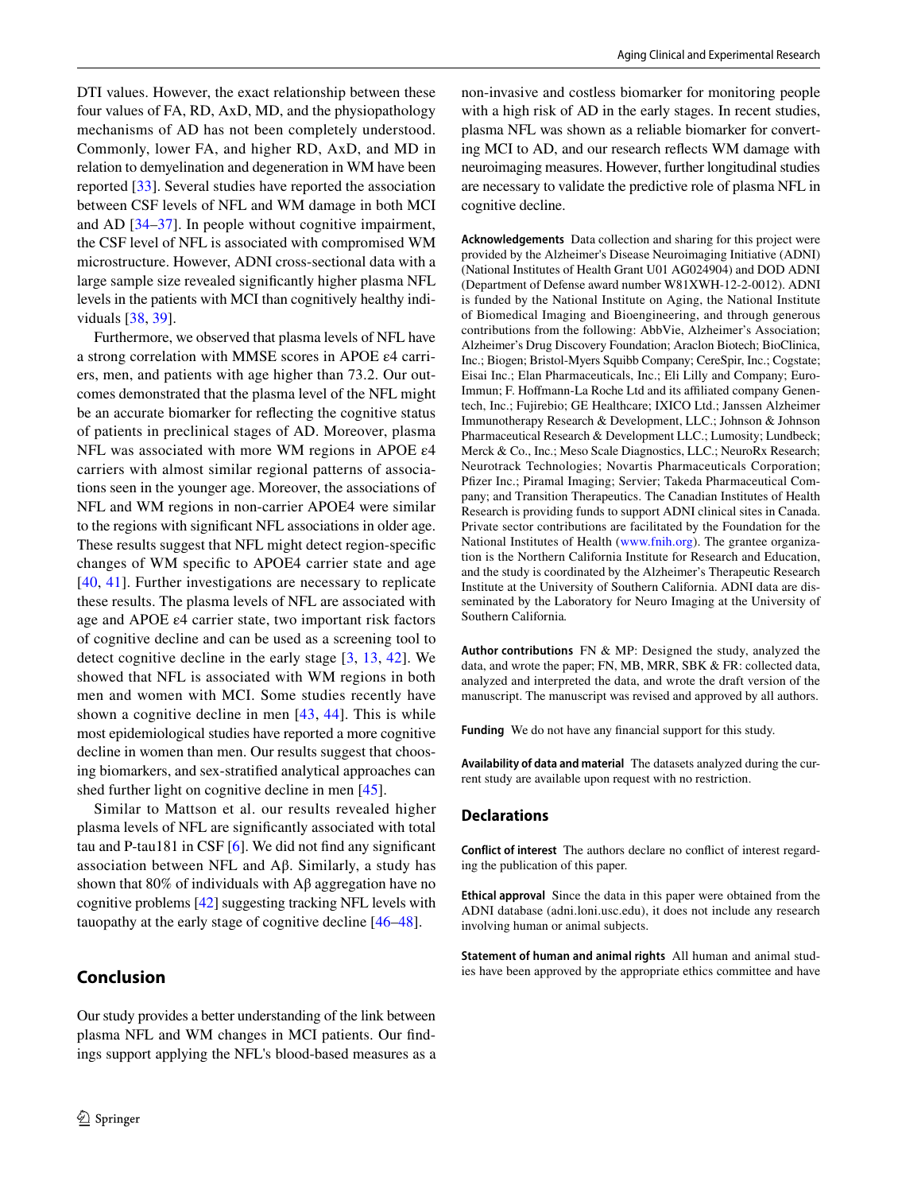DTI values. However, the exact relationship between these four values of FA, RD, AxD, MD, and the physiopathology mechanisms of AD has not been completely understood. Commonly, lower FA, and higher RD, AxD, and MD in relation to demyelination and degeneration in WM have been reported [33]. Several studies have reported the association between CSF levels of NFL and WM damage in both MCI and AD [34–37]. In people without cognitive impairment, the CSF level of NFL is associated with compromised WM microstructure. However, ADNI cross-sectional data with a large sample size revealed significantly higher plasma NFL levels in the patients with MCI than cognitively healthy individuals [38, 39].

Furthermore, we observed that plasma levels of NFL have a strong correlation with MMSE scores in APOE ε4 carriers, men, and patients with age higher than 73.2. Our outcomes demonstrated that the plasma level of the NFL might be an accurate biomarker for reflecting the cognitive status of patients in preclinical stages of AD. Moreover, plasma NFL was associated with more WM regions in APOE ε4 carriers with almost similar regional patterns of associations seen in the younger age. Moreover, the associations of NFL and WM regions in non-carrier APOE4 were similar to the regions with significant NFL associations in older age. These results suggest that NFL might detect region-specific changes of WM specific to APOE4 carrier state and age [40, 41]. Further investigations are necessary to replicate these results. The plasma levels of NFL are associated with age and APOE ε4 carrier state, two important risk factors of cognitive decline and can be used as a screening tool to detect cognitive decline in the early stage [3, 13, 42]. We showed that NFL is associated with WM regions in both men and women with MCI. Some studies recently have shown a cognitive decline in men [43, 44]. This is while most epidemiological studies have reported a more cognitive decline in women than men. Our results suggest that choosing biomarkers, and sex-stratified analytical approaches can shed further light on cognitive decline in men [45].

Similar to Mattson et al. our results revealed higher plasma levels of NFL are significantly associated with total tau and P-tau181 in CSF [6]. We did not find any significant association between NFL and Aβ. Similarly, a study has shown that 80% of individuals with Aβ aggregation have no cognitive problems [42] suggesting tracking NFL levels with tauopathy at the early stage of cognitive decline [46–48].

## Conclusion

Our study provides a better understanding of the link between plasma NFL and WM changes in MCI patients. Our findings support applying the NFL's blood-based measures as a non-invasive and costless biomarker for monitoring people with a high risk of AD in the early stages. In recent studies, plasma NFL was shown as a reliable biomarker for converting MCI to AD, and our research reflects WM damage with neuroimaging measures. However, further longitudinal studies are necessary to validate the predictive role of plasma NFL in cognitive decline.

**Acknowledgements** Data collection and sharing for this project were provided by the Alzheimer's Disease Neuroimaging Initiative (ADNI) (National Institutes of Health Grant U01 AG024904) and DOD ADNI (Department of Defense award number W81XWH-12-2-0012). ADNI is funded by the National Institute on Aging, the National Institute of Biomedical Imaging and Bioengineering, and through generous contributions from the following: AbbVie, Alzheimer's Association; Alzheimer's Drug Discovery Foundation; Araclon Biotech; BioClinica, Inc.; Biogen; Bristol-Myers Squibb Company; CereSpir, Inc.; Cogstate; Eisai Inc.; Elan Pharmaceuticals, Inc.; Eli Lilly and Company; EuroImmun; F. Hoffmann-La Roche Ltd and its affiliated company Genentech, Inc.; Fujirebio; GE Healthcare; IXICO Ltd.; Janssen Alzheimer Immunotherapy Research & Development, LLC.; Johnson & Johnson Pharmaceutical Research & Development LLC.; Lumosity; Lundbeck; Merck & Co., Inc.; Meso Scale Diagnostics, LLC.; NeuroRx Research; Neurotrack Technologies; Novartis Pharmaceuticals Corporation; Pfizer Inc.; Piramal Imaging; Servier; Takeda Pharmaceutical Company; and Transition Therapeutics. The Canadian Institutes of Health Research is providing funds to support ADNI clinical sites in Canada. Private sector contributions are facilitated by the Foundation for the National Institutes of Health (www.fnih.org). The grantee organization is the Northern California Institute for Research and Education, and the study is coordinated by the Alzheimer's Therapeutic Research Institute at the University of Southern California. ADNI data are disseminated by the Laboratory for Neuro Imaging at the University of Southern California.

**Author contributions** FN & MP: Designed the study, analyzed the data, and wrote the paper; FN, MB, MRR, SBK & FR: collected data, analyzed and interpreted the data, and wrote the draft version of the manuscript. The manuscript was revised and approved by all authors.

**Funding** We do not have any financial support for this study.

**Availability of data and material** The datasets analyzed during the current study are available upon request with no restriction.

## Declarations

**Conflict of interest** The authors declare no conflict of interest regarding the publication of this paper.

**Ethical approval** Since the data in this paper were obtained from the ADNI database (adni.loni.usc.edu), it does not include any research involving human or animal subjects.

**Statement of human and animal rights** All human and animal studies have been approved by the appropriate ethics committee and have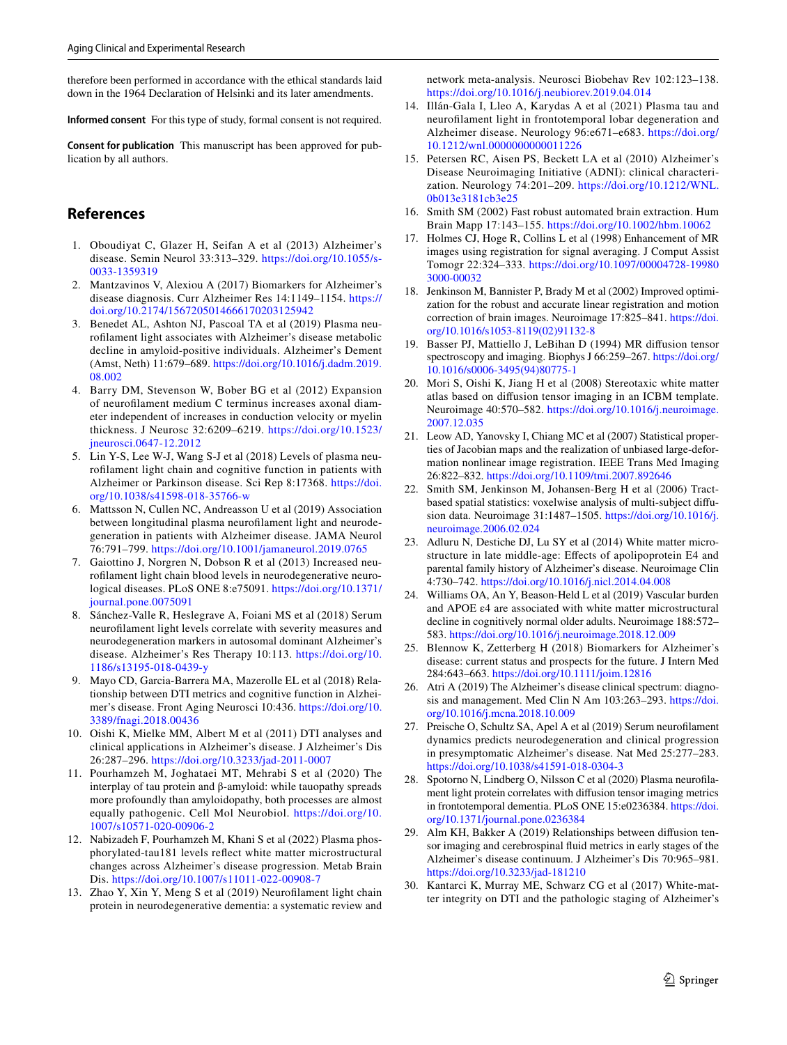therefore been performed in accordance with the ethical standards laid down in the 1964 Declaration of Helsinki and its later amendments.

**Informed consent** For this type of study, formal consent is not required.

**Consent for publication** This manuscript has been approved for publication by all authors.

## References

1. Oboudiyat C, Glazer H, Seifan A et al (2013) Alzheimer's disease. Semin Neurol 33:313–329. https://doi.org/10.1055/s-0033-1359319
2. Mantzavinos V, Alexiou A (2017) Biomarkers for Alzheimer's disease diagnosis. Curr Alzheimer Res 14:1149–1154. https://doi.org/10.2174/1567205014666170203125942
3. Benedet AL, Ashton NJ, Pascoal TA et al (2019) Plasma neurofilament light associates with Alzheimer's disease metabolic decline in amyloid-positive individuals. Alzheimer's Dement (Amst, Neth) 11:679–689. https://doi.org/10.1016/j.dadm.2019.08.002
4. Barry DM, Stevenson W, Bober BG et al (2012) Expansion of neurofilament medium C terminus increases axonal diameter independent of increases in conduction velocity or myelin thickness. J Neurosc 32:6209–6219. https://doi.org/10.1523/jneurosci.0647-12.2012
5. Lin Y-S, Lee W-J, Wang S-J et al (2018) Levels of plasma neurofilament light chain and cognitive function in patients with Alzheimer or Parkinson disease. Sci Rep 8:17368. https://doi.org/10.1038/s41598-018-35766-w
6. Mattsson N, Cullen NC, Andreasson U et al (2019) Association between longitudinal plasma neurofilament light and neurodegeneration in patients with Alzheimer disease. JAMA Neurol 76:791–799. https://doi.org/10.1001/jamaneurol.2019.0765
7. Gaiottino J, Norgren N, Dobson R et al (2013) Increased neurofilament light chain blood levels in neurodegenerative neurological diseases. PLoS ONE 8:e75091. https://doi.org/10.1371/journal.pone.0075091
8. Sánchez-Valle R, Heslegrave A, Foiani MS et al (2018) Serum neurofilament light levels correlate with severity measures and neurodegeneration markers in autosomal dominant Alzheimer's disease. Alzheimer's Res Therapy 10:113. https://doi.org/10.1186/s13195-018-0439-y
9. Mayo CD, Garcia-Barrera MA, Mazerolle EL et al (2018) Relationship between DTI metrics and cognitive function in Alzheimer's disease. Front Aging Neurosci 10:436. https://doi.org/10.3389/fnagi.2018.00436
10. Oishi K, Mielke MM, Albert M et al (2011) DTI analyses and clinical applications in Alzheimer's disease. J Alzheimer's Dis 26:287–296. https://doi.org/10.3233/jad-2011-0007
11. Pourhamzeh M, Joghataei MT, Mehrabi S et al (2020) The interplay of tau protein and β-amyloid: while tauopathy spreads more profoundly than amyloidopathy, both processes are almost equally pathogenic. Cell Mol Neurobiol. https://doi.org/10.1007/s10571-020-00906-2
12. Nabizadeh F, Pourhamzeh M, Khani S et al (2022) Plasma phosphorylated-tau181 levels reflect white matter microstructural changes across Alzheimer's disease progression. Metab Brain Dis. https://doi.org/10.1007/s11011-022-00908-7
13. Zhao Y, Xin Y, Meng S et al (2019) Neurofilament light chain protein in neurodegenerative dementia: a systematic review and network meta-analysis. Neurosci Biobehav Rev 102:123–138. https://doi.org/10.1016/j.neubiorev.2019.04.014
14. Illán-Gala I, Lleo A, Karydas A et al (2021) Plasma tau and neurofilament light in frontotemporal lobar degeneration and Alzheimer disease. Neurology 96:e671–e683. https://doi.org/10.1212/wnl.0000000000011226
15. Petersen RC, Aisen PS, Beckett LA et al (2010) Alzheimer's Disease Neuroimaging Initiative (ADNI): clinical characterization. Neurology 74:201–209. https://doi.org/10.1212/WNL.0b013e3181cb3e25
16. Smith SM (2002) Fast robust automated brain extraction. Hum Brain Mapp 17:143–155. https://doi.org/10.1002/hbm.10062
17. Holmes CJ, Hoge R, Collins L et al (1998) Enhancement of MR images using registration for signal averaging. J Comput Assist Tomogr 22:324–333. https://doi.org/10.1097/00004728-199803000-00032
18. Jenkinson M, Bannister P, Brady M et al (2002) Improved optimization for the robust and accurate linear registration and motion correction of brain images. Neuroimage 17:825–841. https://doi.org/10.1016/s1053-8119(02)91132-8
19. Basser PJ, Mattiello J, LeBihan D (1994) MR diffusion tensor spectroscopy and imaging. Biophys J 66:259–267. https://doi.org/10.1016/s0006-3495(94)80775-1
20. Mori S, Oishi K, Jiang H et al (2008) Stereotaxic white matter atlas based on diffusion tensor imaging in an ICBM template. Neuroimage 40:570–582. https://doi.org/10.1016/j.neuroimage.2007.12.035
21. Leow AD, Yanovsky I, Chiang MC et al (2007) Statistical properties of Jacobian maps and the realization of unbiased large-deformation nonlinear image registration. IEEE Trans Med Imaging 26:822–832. https://doi.org/10.1109/tmi.2007.892646
22. Smith SM, Jenkinson M, Johansen-Berg H et al (2006) Tract-based spatial statistics: voxelwise analysis of multi-subject diffusion data. Neuroimage 31:1487–1505. https://doi.org/10.1016/j.neuroimage.2006.02.024
23. Adluru N, Destiche DJ, Lu SY et al (2014) White matter microstructure in late middle-age: Effects of apolipoprotein E4 and parental family history of Alzheimer's disease. Neuroimage Clin 4:730–742. https://doi.org/10.1016/j.nicl.2014.04.008
24. Williams OA, An Y, Beason-Held L et al (2019) Vascular burden and APOE ε4 are associated with white matter microstructural decline in cognitively normal older adults. Neuroimage 188:572–583. https://doi.org/10.1016/j.neuroimage.2018.12.009
25. Blennow K, Zetterberg H (2018) Biomarkers for Alzheimer's disease: current status and prospects for the future. J Intern Med 284:643–663. https://doi.org/10.1111/joim.12816
26. Atri A (2019) The Alzheimer's disease clinical spectrum: diagnosis and management. Med Clin N Am 103:263–293. https://doi.org/10.1016/j.mcna.2018.10.009
27. Preische O, Schultz SA, Apel A et al (2019) Serum neurofilament dynamics predicts neurodegeneration and clinical progression in presymptomatic Alzheimer's disease. Nat Med 25:277–283. https://doi.org/10.1038/s41591-018-0304-3
28. Spotorno N, Lindberg O, Nilsson C et al (2020) Plasma neurofilament light protein correlates with diffusion tensor imaging metrics in frontotemporal dementia. PLoS ONE 15:e0236384. https://doi.org/10.1371/journal.pone.0236384
29. Alm KH, Bakker A (2019) Relationships between diffusion tensor imaging and cerebrospinal fluid metrics in early stages of the Alzheimer's disease continuum. J Alzheimer's Dis 70:965–981. https://doi.org/10.3233/jad-181210
30. Kantarci K, Murray ME, Schwarz CG et al (2017) White-matter integrity on DTI and the pathologic staging of Alzheimer's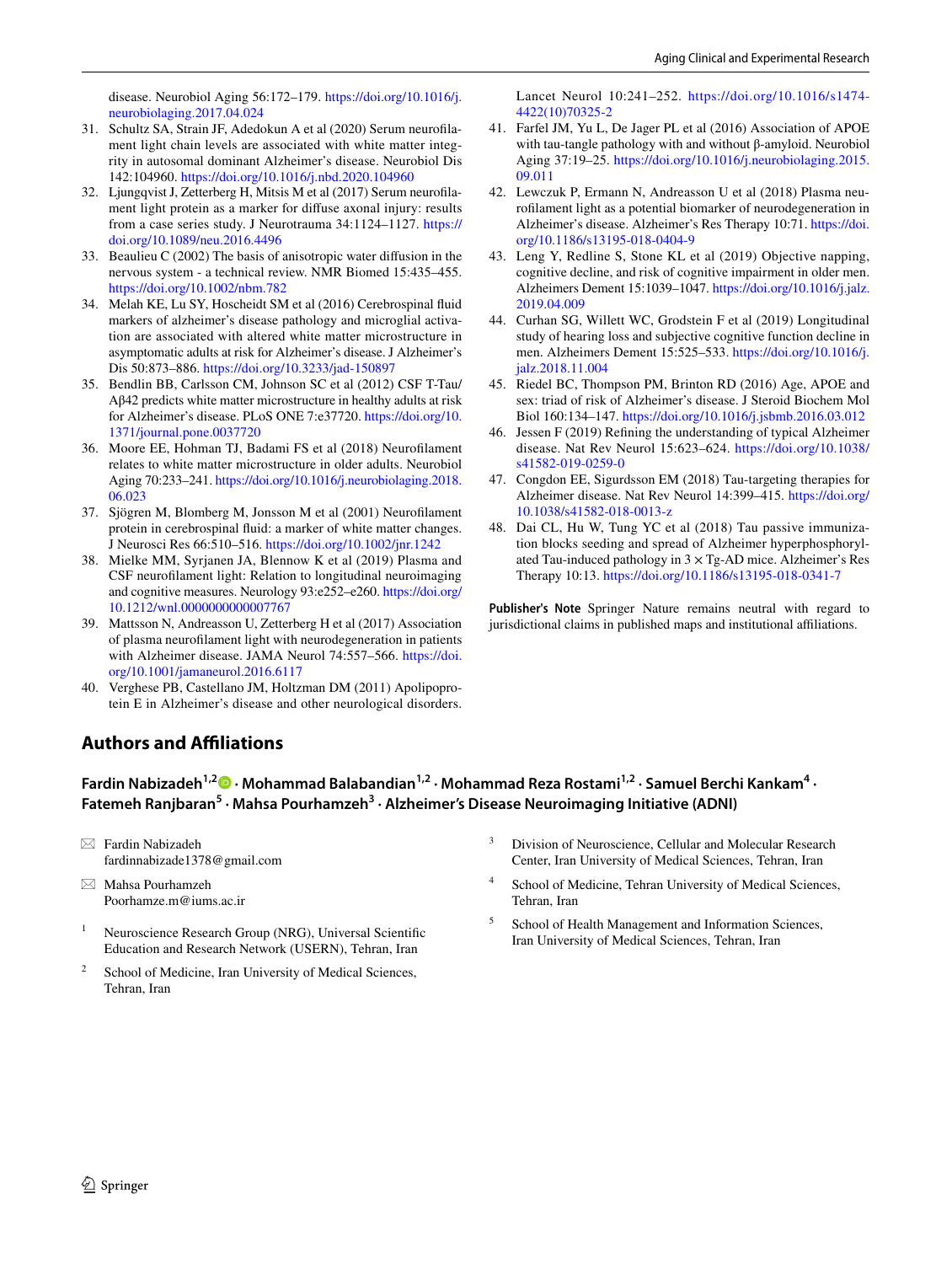disease. Neurobiol Aging 56:172–179. https://doi.org/10.1016/j.neurobiolaging.2017.04.024

31. Schultz SA, Strain JF, Adedokun A et al (2020) Serum neurofilament light chain levels are associated with white matter integrity in autosomal dominant Alzheimer's disease. Neurobiol Dis 142:104960. https://doi.org/10.1016/j.nbd.2020.104960
32. Ljungqvist J, Zetterberg H, Mitsis M et al (2017) Serum neurofilament light protein as a marker for diffuse axonal injury: results from a case series study. J Neurotrauma 34:1124–1127. https://doi.org/10.1089/neu.2016.4496
33. Beaulieu C (2002) The basis of anisotropic water diffusion in the nervous system - a technical review. NMR Biomed 15:435–455. https://doi.org/10.1002/nbm.782
34. Melah KE, Lu SY, Hoscheidt SM et al (2016) Cerebrospinal fluid markers of alzheimer's disease pathology and microglial activation are associated with altered white matter microstructure in asymptomatic adults at risk for Alzheimer's disease. J Alzheimer's Dis 50:873–886. https://doi.org/10.3233/jad-150897
35. Bendlin BB, Carlsson CM, Johnson SC et al (2012) CSF T-Tau/Aβ42 predicts white matter microstructure in healthy adults at risk for Alzheimer's disease. PLoS ONE 7:e37720. https://doi.org/10.1371/journal.pone.0037720
36. Moore EE, Hohman TJ, Badami FS et al (2018) Neurofilament relates to white matter microstructure in older adults. Neurobiol Aging 70:233–241. https://doi.org/10.1016/j.neurobiolaging.2018.06.023
37. Sjögren M, Blomberg M, Jonsson M et al (2001) Neurofilament protein in cerebrospinal fluid: a marker of white matter changes. J Neurosci Res 66:510–516. https://doi.org/10.1002/jnr.1242
38. Mielke MM, Syrjanen JA, Blennow K et al (2019) Plasma and CSF neurofilament light: Relation to longitudinal neuroimaging and cognitive measures. Neurology 93:e252–e260. https://doi.org/10.1212/wnl.0000000000007767
39. Mattsson N, Andreasson U, Zetterberg H et al (2017) Association of plasma neurofilament light with neurodegeneration in patients with Alzheimer disease. JAMA Neurol 74:557–566. https://doi.org/10.1001/jamaneurol.2016.6117
40. Verghese PB, Castellano JM, Holtzman DM (2011) Apolipoprotein E in Alzheimer's disease and other neurological disorders. Lancet Neurol 10:241–252. https://doi.org/10.1016/s1474-4422(10)70325-2
41. Farfel JM, Yu L, De Jager PL et al (2016) Association of APOE with tau-tangle pathology with and without β-amyloid. Neurobiol Aging 37:19–25. https://doi.org/10.1016/j.neurobiolaging.2015.09.011
42. Lewczuk P, Ermann N, Andreasson U et al (2018) Plasma neurofilament light as a potential biomarker of neurodegeneration in Alzheimer's disease. Alzheimer's Res Therapy 10:71. https://doi.org/10.1186/s13195-018-0404-9
43. Leng Y, Redline S, Stone KL et al (2019) Objective napping, cognitive decline, and risk of cognitive impairment in older men. Alzheimers Dement 15:1039–1047. https://doi.org/10.1016/j.jalz.2019.04.009
44. Curhan SG, Willett WC, Grodstein F et al (2019) Longitudinal study of hearing loss and subjective cognitive function decline in men. Alzheimers Dement 15:525–533. https://doi.org/10.1016/j.jalz.2018.11.004
45. Riedel BC, Thompson PM, Brinton RD (2016) Age, APOE and sex: triad of risk of Alzheimer's disease. J Steroid Biochem Mol Biol 160:134–147. https://doi.org/10.1016/j.jsbmb.2016.03.012
46. Jessen F (2019) Refining the understanding of typical Alzheimer disease. Nat Rev Neurol 15:623–624. https://doi.org/10.1038/s41582-019-0259-0
47. Congdon EE, Sigurdsson EM (2018) Tau-targeting therapies for Alzheimer disease. Nat Rev Neurol 14:399–415. https://doi.org/10.1038/s41582-018-0013-z
48. Dai CL, Hu W, Tung YC et al (2018) Tau passive immunization blocks seeding and spread of Alzheimer hyperphosphorylated Tau-induced pathology in 3 × Tg-AD mice. Alzheimer's Res Therapy 10:13. https://doi.org/10.1186/s13195-018-0341-7

**Publisher's Note** Springer Nature remains neutral with regard to jurisdictional claims in published maps and institutional affiliations.

## Authors and Affiliations

**Fardin Nabizadeh[1,2] · Mohammad Balabandian[1,2] · Mohammad Reza Rostami[1,2] · Samuel Berchi Kankam[4] · Fatemeh Ranjbaran[5] · Mahsa Pourhamzeh[3] · Alzheimer's Disease Neuroimaging Initiative (ADNI)**

✉ Fardin Nabizadeh
fardinnabizade1378@gmail.com

✉ Mahsa Pourhamzeh
Poorhamze.m@iums.ac.ir

1 Neuroscience Research Group (NRG), Universal Scientific Education and Research Network (USERN), Tehran, Iran

2 School of Medicine, Iran University of Medical Sciences, Tehran, Iran

3 Division of Neuroscience, Cellular and Molecular Research Center, Iran University of Medical Sciences, Tehran, Iran

4 School of Medicine, Tehran University of Medical Sciences, Tehran, Iran

5 School of Health Management and Information Sciences, Iran University of Medical Sciences, Tehran, Iran